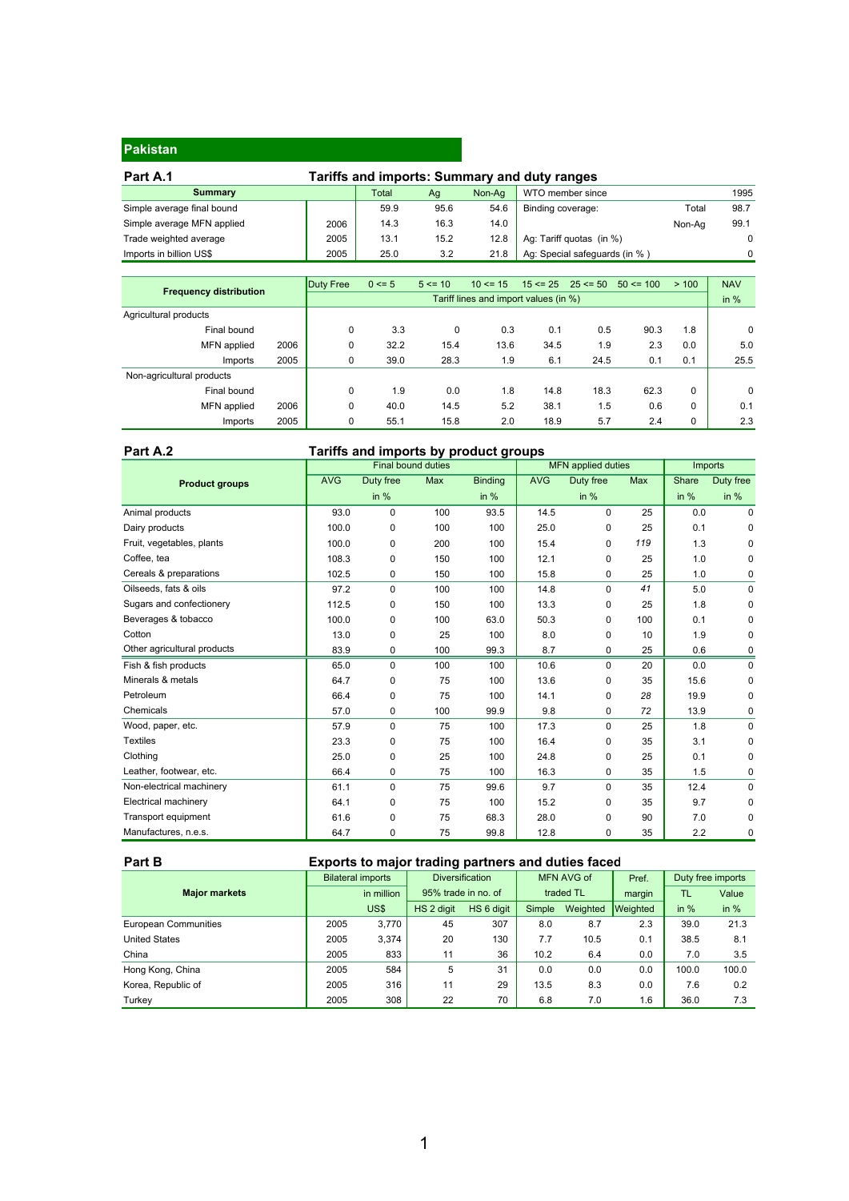# Pakistan

## Part A.1 Tariffs and imports: Summary and duty ranges

| Summary | | Total | Ag | Non-Ag | WTO member since | | 1995 |
|---|---|---|---|---|---|---|---|
| Simple average final bound | | 59.9 | 95.6 | 54.6 | Binding coverage: | Total | 98.7 |
| Simple average MFN applied | 2006 | 14.3 | 16.3 | 14.0 | | Non-Ag | 99.1 |
| Trade weighted average | 2005 | 13.1 | 15.2 | 12.8 | Ag: Tariff quotas (in %) | | 0 |
| Imports in billion US$ | 2005 | 25.0 | 3.2 | 21.8 | Ag: Special safeguards (in %) | | 0 |

| Frequency distribution | | Duty Free | 0 <= 5 | 5 <= 10 | 10 <= 15 | 15 <= 25 | 25 <= 50 | 50 <= 100 | > 100 | NAV |
|---|---|---|---|---|---|---|---|---|---|---|
| | | Tariff lines and import values (in %) | | | | | | | | in % |
| Agricultural products | | | | | | | | | | |
| Final bound | | 0 | 3.3 | 0 | 0.3 | 0.1 | 0.5 | 90.3 | 1.8 | 0 |
| MFN applied | 2006 | 0 | 32.2 | 15.4 | 13.6 | 34.5 | 1.9 | 2.3 | 0.0 | 5.0 |
| Imports | 2005 | 0 | 39.0 | 28.3 | 1.9 | 6.1 | 24.5 | 0.1 | 0.1 | 25.5 |
| Non-agricultural products | | | | | | | | | | |
| Final bound | | 0 | 1.9 | 0.0 | 1.8 | 14.8 | 18.3 | 62.3 | 0 | 0 |
| MFN applied | 2006 | 0 | 40.0 | 14.5 | 5.2 | 38.1 | 1.5 | 0.6 | 0 | 0.1 |
| Imports | 2005 | 0 | 55.1 | 15.8 | 2.0 | 18.9 | 5.7 | 2.4 | 0 | 2.3 |

## Part A.2 Tariffs and imports by product groups

| Product groups | Final bound duties | | | | MFN applied duties | | | Imports | |
|---|---|---|---|---|---|---|---|---|---|
| | AVG | Duty free | Max | Binding | AVG | Duty free | Max | Share | Duty free |
| | | in % | | in % | | in % | | in % | in % |
| Animal products | 93.0 | 0 | 100 | 93.5 | 14.5 | 0 | 25 | 0.0 | 0 |
| Dairy products | 100.0 | 0 | 100 | 100 | 25.0 | 0 | 25 | 0.1 | 0 |
| Fruit, vegetables, plants | 100.0 | 0 | 200 | 100 | 15.4 | 0 | *119* | 1.3 | 0 |
| Coffee, tea | 108.3 | 0 | 150 | 100 | 12.1 | 0 | 25 | 1.0 | 0 |
| Cereals & preparations | 102.5 | 0 | 150 | 100 | 15.8 | 0 | 25 | 1.0 | 0 |
| Oilseeds, fats & oils | 97.2 | 0 | 100 | 100 | 14.8 | 0 | *41* | 5.0 | 0 |
| Sugars and confectionery | 112.5 | 0 | 150 | 100 | 13.3 | 0 | 25 | 1.8 | 0 |
| Beverages & tobacco | 100.0 | 0 | 100 | 63.0 | 50.3 | 0 | 100 | 0.1 | 0 |
| Cotton | 13.0 | 0 | 25 | 100 | 8.0 | 0 | 10 | 1.9 | 0 |
| Other agricultural products | 83.9 | 0 | 100 | 99.3 | 8.7 | 0 | 25 | 0.6 | 0 |
| Fish & fish products | 65.0 | 0 | 100 | 100 | 10.6 | 0 | 20 | 0.0 | 0 |
| Minerals & metals | 64.7 | 0 | 75 | 100 | 13.6 | 0 | 35 | 15.6 | 0 |
| Petroleum | 66.4 | 0 | 75 | 100 | 14.1 | 0 | *28* | 19.9 | 0 |
| Chemicals | 57.0 | 0 | 100 | 99.9 | 9.8 | 0 | *72* | 13.9 | 0 |
| Wood, paper, etc. | 57.9 | 0 | 75 | 100 | 17.3 | 0 | 25 | 1.8 | 0 |
| Textiles | 23.3 | 0 | 75 | 100 | 16.4 | 0 | 35 | 3.1 | 0 |
| Clothing | 25.0 | 0 | 25 | 100 | 24.8 | 0 | 25 | 0.1 | 0 |
| Leather, footwear, etc. | 66.4 | 0 | 75 | 100 | 16.3 | 0 | 35 | 1.5 | 0 |
| Non-electrical machinery | 61.1 | 0 | 75 | 99.6 | 9.7 | 0 | 35 | 12.4 | 0 |
| Electrical machinery | 64.1 | 0 | 75 | 100 | 15.2 | 0 | 35 | 9.7 | 0 |
| Transport equipment | 61.6 | 0 | 75 | 68.3 | 28.0 | 0 | 90 | 7.0 | 0 |
| Manufactures, n.e.s. | 64.7 | 0 | 75 | 99.8 | 12.8 | 0 | 35 | 2.2 | 0 |

## Part B Exports to major trading partners and duties faced

| Major markets | Bilateral imports | | Diversification | | MFN AVG of | | Pref. | Duty free imports | |
|---|---|---|---|---|---|---|---|---|---|
| | | in million | 95% trade in no. of | | traded TL | | margin | TL | Value |
| | | US$ | HS 2 digit | HS 6 digit | Simple | Weighted | Weighted | in % | in % |
| European Communities | 2005 | 3,770 | 45 | 307 | 8.0 | 8.7 | 2.3 | 39.0 | 21.3 |
| United States | 2005 | 3,374 | 20 | 130 | 7.7 | 10.5 | 0.1 | 38.5 | 8.1 |
| China | 2005 | 833 | 11 | 36 | 10.2 | 6.4 | 0.0 | 7.0 | 3.5 |
| Hong Kong, China | 2005 | 584 | 5 | 31 | 0.0 | 0.0 | 0.0 | 100.0 | 100.0 |
| Korea, Republic of | 2005 | 316 | 11 | 29 | 13.5 | 8.3 | 0.0 | 7.6 | 0.2 |
| Turkey | 2005 | 308 | 22 | 70 | 6.8 | 7.0 | 1.6 | 36.0 | 7.3 |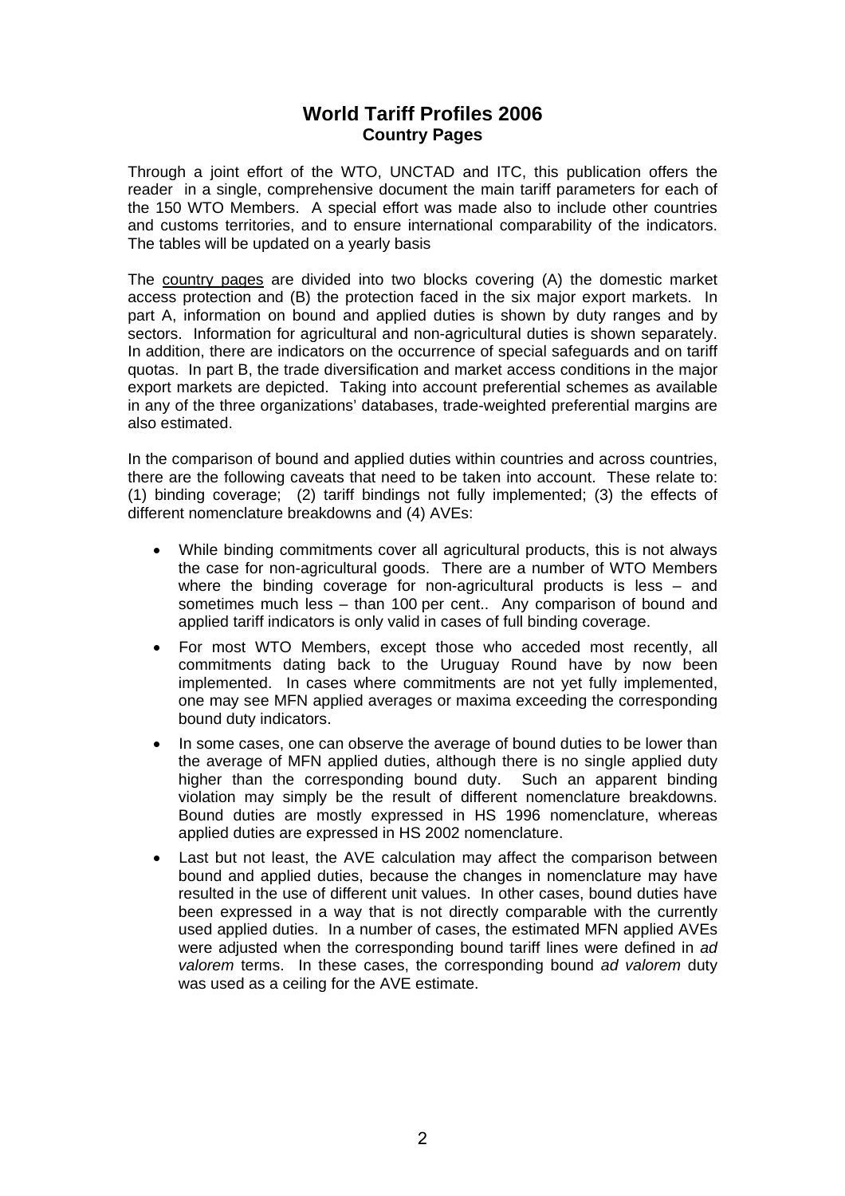# World Tariff Profiles 2006
## Country Pages

Through a joint effort of the WTO, UNCTAD and ITC, this publication offers the reader in a single, comprehensive document the main tariff parameters for each of the 150 WTO Members. A special effort was made also to include other countries and customs territories, and to ensure international comparability of the indicators. The tables will be updated on a yearly basis

The country pages are divided into two blocks covering (A) the domestic market access protection and (B) the protection faced in the six major export markets. In part A, information on bound and applied duties is shown by duty ranges and by sectors. Information for agricultural and non-agricultural duties is shown separately. In addition, there are indicators on the occurrence of special safeguards and on tariff quotas. In part B, the trade diversification and market access conditions in the major export markets are depicted. Taking into account preferential schemes as available in any of the three organizations' databases, trade-weighted preferential margins are also estimated.

In the comparison of bound and applied duties within countries and across countries, there are the following caveats that need to be taken into account. These relate to: (1) binding coverage; (2) tariff bindings not fully implemented; (3) the effects of different nomenclature breakdowns and (4) AVEs:

- While binding commitments cover all agricultural products, this is not always the case for non-agricultural goods. There are a number of WTO Members where the binding coverage for non-agricultural products is less – and sometimes much less – than 100 per cent.. Any comparison of bound and applied tariff indicators is only valid in cases of full binding coverage.
- For most WTO Members, except those who acceded most recently, all commitments dating back to the Uruguay Round have by now been implemented. In cases where commitments are not yet fully implemented, one may see MFN applied averages or maxima exceeding the corresponding bound duty indicators.
- In some cases, one can observe the average of bound duties to be lower than the average of MFN applied duties, although there is no single applied duty higher than the corresponding bound duty. Such an apparent binding violation may simply be the result of different nomenclature breakdowns. Bound duties are mostly expressed in HS 1996 nomenclature, whereas applied duties are expressed in HS 2002 nomenclature.
- Last but not least, the AVE calculation may affect the comparison between bound and applied duties, because the changes in nomenclature may have resulted in the use of different unit values. In other cases, bound duties have been expressed in a way that is not directly comparable with the currently used applied duties. In a number of cases, the estimated MFN applied AVEs were adjusted when the corresponding bound tariff lines were defined in *ad valorem* terms. In these cases, the corresponding bound *ad valorem* duty was used as a ceiling for the AVE estimate.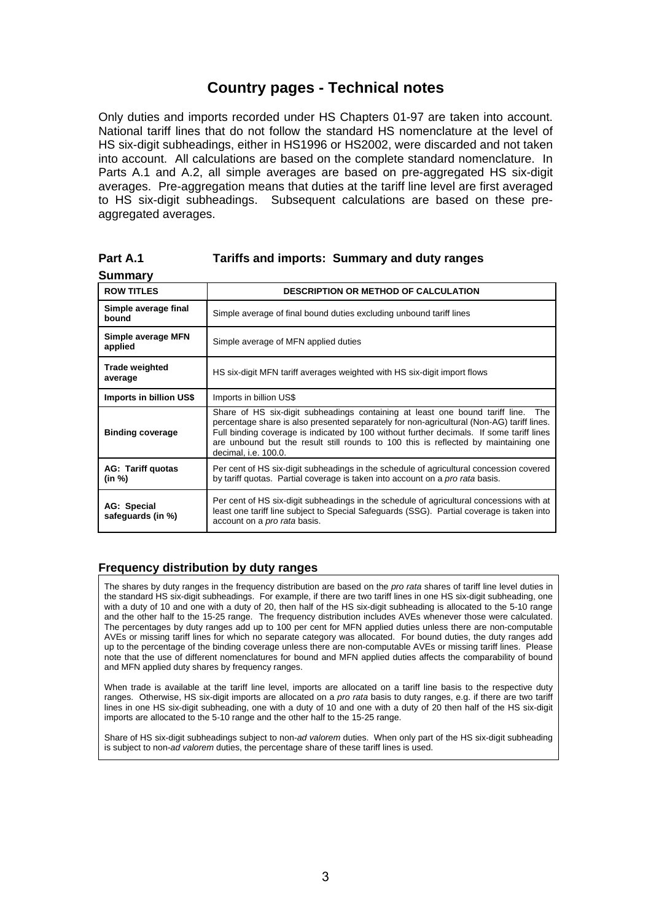# Country pages - Technical notes

Only duties and imports recorded under HS Chapters 01-97 are taken into account. National tariff lines that do not follow the standard HS nomenclature at the level of HS six-digit subheadings, either in HS1996 or HS2002, were discarded and not taken into account. All calculations are based on the complete standard nomenclature. In Parts A.1 and A.2, all simple averages are based on pre-aggregated HS six-digit averages. Pre-aggregation means that duties at the tariff line level are first averaged to HS six-digit subheadings. Subsequent calculations are based on these pre-aggregated averages.

## Part A.1 Tariffs and imports: Summary and duty ranges

### Summary

| ROW TITLES | DESCRIPTION OR METHOD OF CALCULATION |
|---|---|
| **Simple average final bound** | Simple average of final bound duties excluding unbound tariff lines |
| **Simple average MFN applied** | Simple average of MFN applied duties |
| **Trade weighted average** | HS six-digit MFN tariff averages weighted with HS six-digit import flows |
| **Imports in billion US$** | Imports in billion US$ |
| **Binding coverage** | Share of HS six-digit subheadings containing at least one bound tariff line. The percentage share is also presented separately for non-agricultural (Non-AG) tariff lines. Full binding coverage is indicated by 100 without further decimals. If some tariff lines are unbound but the result still rounds to 100 this is reflected by maintaining one decimal, i.e. 100.0. |
| **AG: Tariff quotas (in %)** | Per cent of HS six-digit subheadings in the schedule of agricultural concession covered by tariff quotas. Partial coverage is taken into account on a *pro rata* basis. |
| **AG: Special safeguards (in %)** | Per cent of HS six-digit subheadings in the schedule of agricultural concessions with at least one tariff line subject to Special Safeguards (SSG). Partial coverage is taken into account on a *pro rata* basis. |

### Frequency distribution by duty ranges

The shares by duty ranges in the frequency distribution are based on the *pro rata* shares of tariff line level duties in the standard HS six-digit subheadings. For example, if there are two tariff lines in one HS six-digit subheading, one with a duty of 10 and one with a duty of 20, then half of the HS six-digit subheading is allocated to the 5-10 range and the other half to the 15-25 range. The frequency distribution includes AVEs whenever those were calculated. The percentages by duty ranges add up to 100 per cent for MFN applied duties unless there are non-computable AVEs or missing tariff lines for which no separate category was allocated. For bound duties, the duty ranges add up to the percentage of the binding coverage unless there are non-computable AVEs or missing tariff lines. Please note that the use of different nomenclatures for bound and MFN applied duties affects the comparability of bound and MFN applied duty shares by frequency ranges.

When trade is available at the tariff line level, imports are allocated on a tariff line basis to the respective duty ranges. Otherwise, HS six-digit imports are allocated on a *pro rata* basis to duty ranges, e.g. if there are two tariff lines in one HS six-digit subheading, one with a duty of 10 and one with a duty of 20 then half of the HS six-digit imports are allocated to the 5-10 range and the other half to the 15-25 range.

Share of HS six-digit subheadings subject to non-*ad valorem* duties. When only part of the HS six-digit subheading is subject to non-*ad valorem* duties, the percentage share of these tariff lines is used.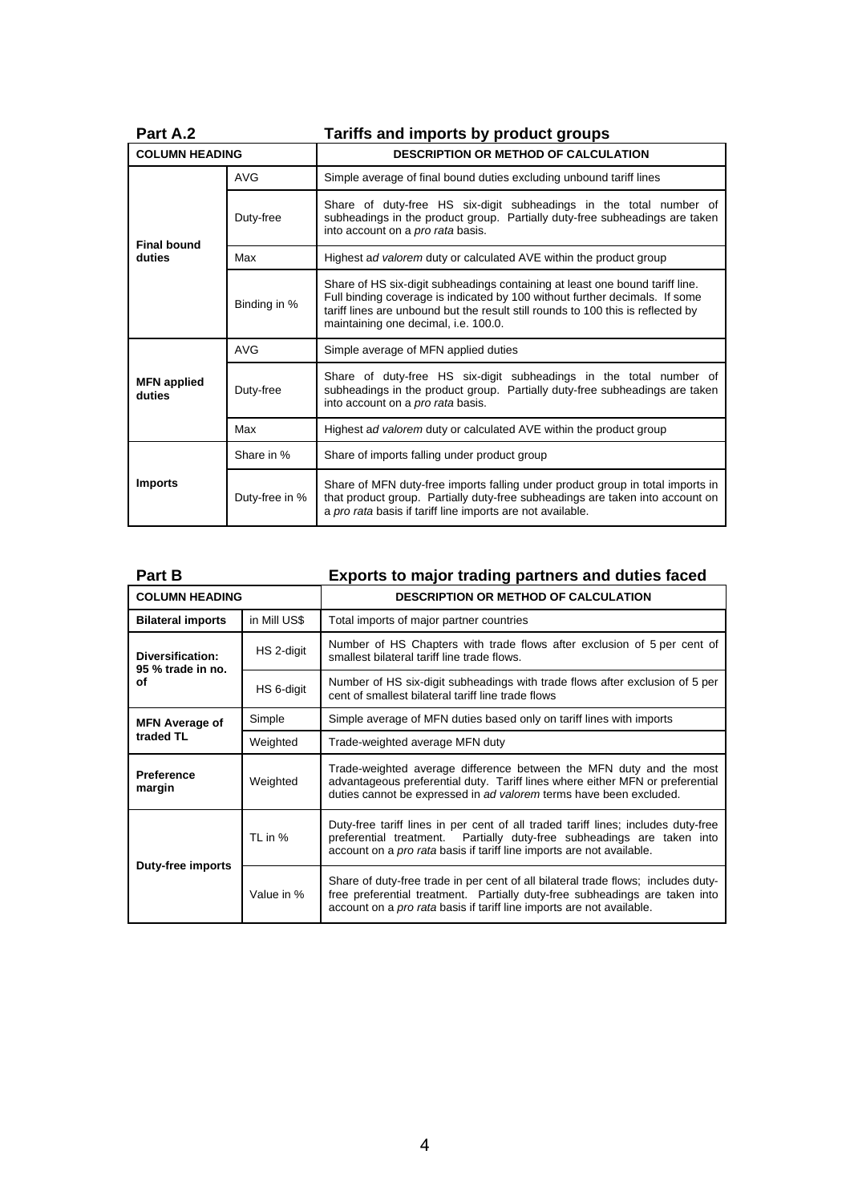## Part A.2 Tariffs and imports by product groups

| COLUMN HEADING | | DESCRIPTION OR METHOD OF CALCULATION |
|---|---|---|
| **Final bound duties** | AVG | Simple average of final bound duties excluding unbound tariff lines |
| | Duty-free | Share of duty-free HS six-digit subheadings in the total number of subheadings in the product group. Partially duty-free subheadings are taken into account on a *pro rata* basis. |
| | Max | Highest a*d valorem* duty or calculated AVE within the product group |
| | Binding in % | Share of HS six-digit subheadings containing at least one bound tariff line. Full binding coverage is indicated by 100 without further decimals. If some tariff lines are unbound but the result still rounds to 100 this is reflected by maintaining one decimal, i.e. 100.0. |
| **MFN applied duties** | AVG | Simple average of MFN applied duties |
| | Duty-free | Share of duty-free HS six-digit subheadings in the total number of subheadings in the product group. Partially duty-free subheadings are taken into account on a *pro rata* basis. |
| | Max | Highest a*d valorem* duty or calculated AVE within the product group |
| **Imports** | Share in % | Share of imports falling under product group |
| | Duty-free in % | Share of MFN duty-free imports falling under product group in total imports in that product group. Partially duty-free subheadings are taken into account on a *pro rata* basis if tariff line imports are not available. |

## Part B Exports to major trading partners and duties faced

| COLUMN HEADING | | DESCRIPTION OR METHOD OF CALCULATION |
|---|---|---|
| **Bilateral imports** | in Mill US$ | Total imports of major partner countries |
| **Diversification: 95 % trade in no. of** | HS 2-digit | Number of HS Chapters with trade flows after exclusion of 5 per cent of smallest bilateral tariff line trade flows. |
| | HS 6-digit | Number of HS six-digit subheadings with trade flows after exclusion of 5 per cent of smallest bilateral tariff line trade flows |
| **MFN Average of traded TL** | Simple | Simple average of MFN duties based only on tariff lines with imports |
| | Weighted | Trade-weighted average MFN duty |
| **Preference margin** | Weighted | Trade-weighted average difference between the MFN duty and the most advantageous preferential duty. Tariff lines where either MFN or preferential duties cannot be expressed in *ad valorem* terms have been excluded. |
| **Duty-free imports** | TL in % | Duty-free tariff lines in per cent of all traded tariff lines; includes duty-free preferential treatment. Partially duty-free subheadings are taken into account on a *pro rata* basis if tariff line imports are not available. |
| | Value in % | Share of duty-free trade in per cent of all bilateral trade flows; includes duty-free preferential treatment. Partially duty-free subheadings are taken into account on a *pro rata* basis if tariff line imports are not available. |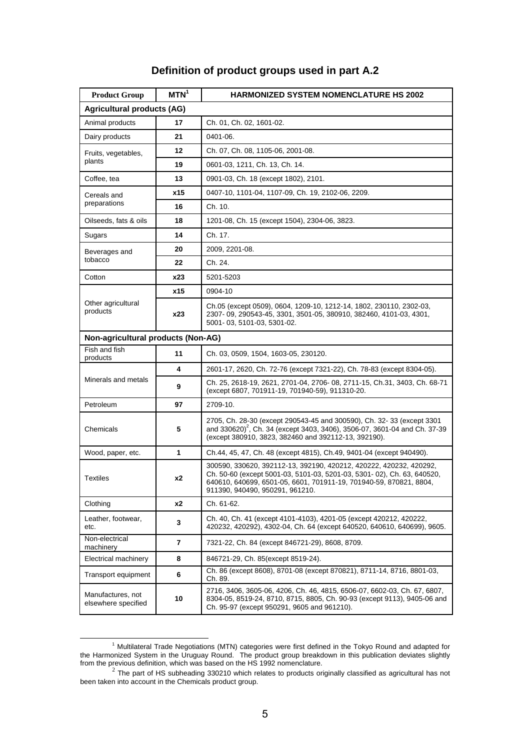## Definition of product groups used in part A.2

| Product Group | MTN[1] | HARMONIZED SYSTEM NOMENCLATURE HS 2002 |
|---|---|---|
| **Agricultural products (AG)** | | |
| Animal products | 17 | Ch. 01, Ch. 02, 1601-02. |
| Dairy products | 21 | 0401-06. |
| Fruits, vegetables, plants | 12 | Ch. 07, Ch. 08, 1105-06, 2001-08. |
| | 19 | 0601-03, 1211, Ch. 13, Ch. 14. |
| Coffee, tea | 13 | 0901-03, Ch. 18 (except 1802), 2101. |
| Cereals and preparations | x15 | 0407-10, 1101-04, 1107-09, Ch. 19, 2102-06, 2209. |
| | 16 | Ch. 10. |
| Oilseeds, fats & oils | 18 | 1201-08, Ch. 15 (except 1504), 2304-06, 3823. |
| Sugars | 14 | Ch. 17. |
| Beverages and tobacco | 20 | 2009, 2201-08. |
| | 22 | Ch. 24. |
| Cotton | x23 | 5201-5203 |
| Other agricultural products | x15 | 0904-10 |
| | x23 | Ch.05 (except 0509), 0604, 1209-10, 1212-14, 1802, 230110, 2302-03, 2307- 09, 290543-45, 3301, 3501-05, 380910, 382460, 4101-03, 4301, 5001- 03, 5101-03, 5301-02. |
| **Non-agricultural products (Non-AG)** | | |
| Fish and fish products | 11 | Ch. 03, 0509, 1504, 1603-05, 230120. |
| Minerals and metals | 4 | 2601-17, 2620, Ch. 72-76 (except 7321-22), Ch. 78-83 (except 8304-05). |
| | 9 | Ch. 25, 2618-19, 2621, 2701-04, 2706- 08, 2711-15, Ch.31, 3403, Ch. 68-71 (except 6807, 701911-19, 701940-59), 911310-20. |
| Petroleum | 97 | 2709-10. |
| Chemicals | 5 | 2705, Ch. 28-30 (except 290543-45 and 300590), Ch. 32- 33 (except 3301 and 330620)[2], Ch. 34 (except 3403, 3406), 3506-07, 3601-04 and Ch. 37-39 (except 380910, 3823, 382460 and 392112-13, 392190). |
| Wood, paper, etc. | 1 | Ch.44, 45, 47, Ch. 48 (except 4815), Ch.49, 9401-04 (except 940490). |
| Textiles | x2 | 300590, 330620, 392112-13, 392190, 420212, 420222, 420232, 420292, Ch. 50-60 (except 5001-03, 5101-03, 5201-03, 5301- 02), Ch. 63, 640520, 640610, 640699, 6501-05, 6601, 701911-19, 701940-59, 870821, 8804, 911390, 940490, 950291, 961210. |
| Clothing | x2 | Ch. 61-62. |
| Leather, footwear, etc. | 3 | Ch. 40, Ch. 41 (except 4101-4103), 4201-05 (except 420212, 420222, 420232, 420292), 4302-04, Ch. 64 (except 640520, 640610, 640699), 9605. |
| Non-electrical machinery | 7 | 7321-22, Ch. 84 (except 846721-29), 8608, 8709. |
| Electrical machinery | 8 | 846721-29, Ch. 85(except 8519-24). |
| Transport equipment | 6 | Ch. 86 (except 8608), 8701-08 (except 870821), 8711-14, 8716, 8801-03, Ch. 89. |
| Manufactures, not elsewhere specified | 10 | 2716, 3406, 3605-06, 4206, Ch. 46, 4815, 6506-07, 6602-03, Ch. 67, 6807, 8304-05, 8519-24, 8710, 8715, 8805, Ch. 90-93 (except 9113), 9405-06 and Ch. 95-97 (except 950291, 9605 and 961210). |

[1] Multilateral Trade Negotiations (MTN) categories were first defined in the Tokyo Round and adapted for the Harmonized System in the Uruguay Round. The product group breakdown in this publication deviates slightly from the previous definition, which was based on the HS 1992 nomenclature.

[2] The part of HS subheading 330210 which relates to products originally classified as agricultural has not been taken into account in the Chemicals product group.